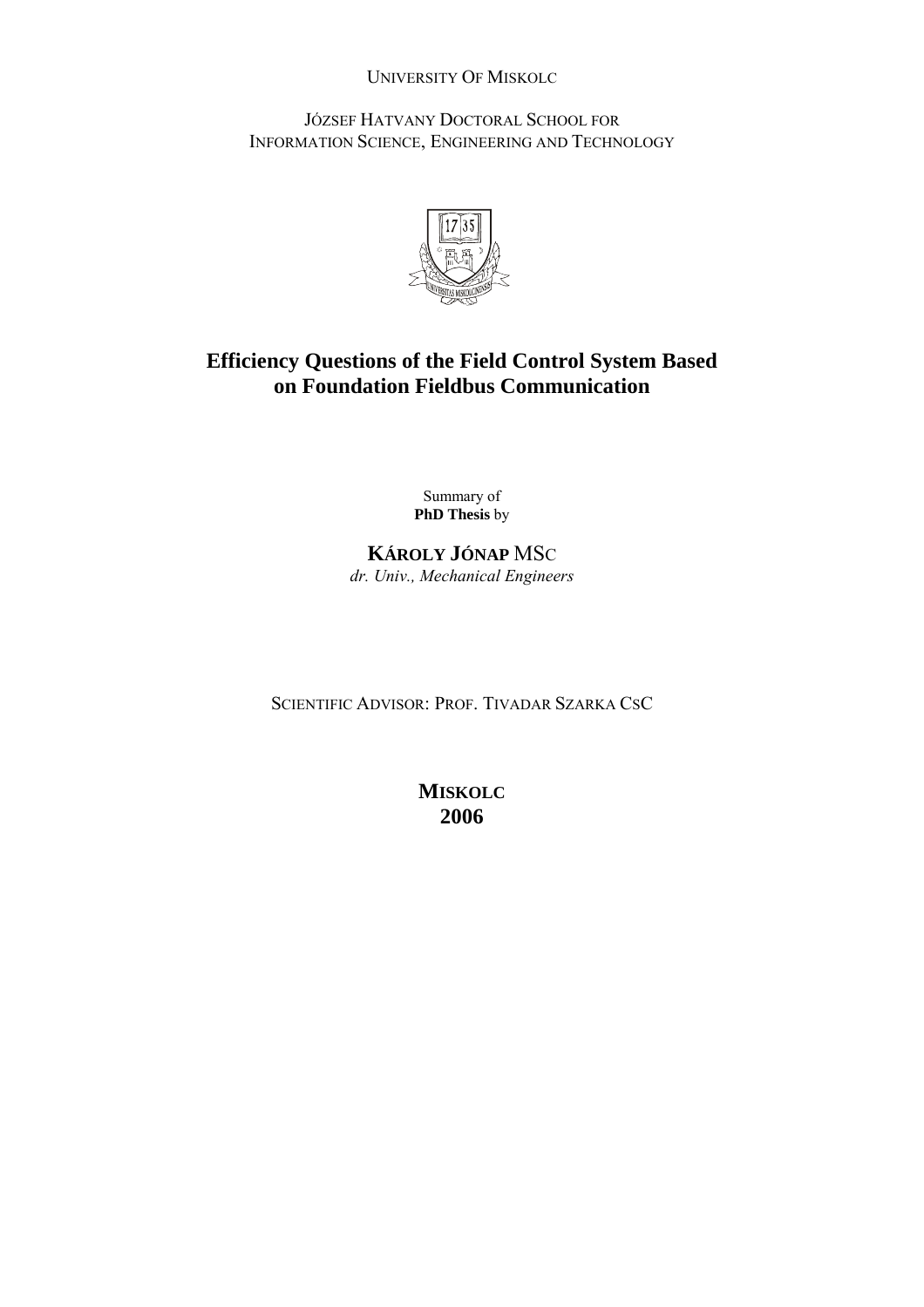UNIVERSITY OF MISKOLC

JÓZSEF HATVANY DOCTORAL SCHOOL FOR
INFORMATION SCIENCE, ENGINEERING AND TECHNOLOGY

# Efficiency Questions of the Field Control System Based on Foundation Fieldbus Communication

Summary of
**PhD Thesis** by

**KÁROLY JÓNAP** MSC
*dr. Univ., Mechanical Engineers*

SCIENTIFIC ADVISOR: PROF. TIVADAR SZARKA CSC

**MISKOLC**
**2006**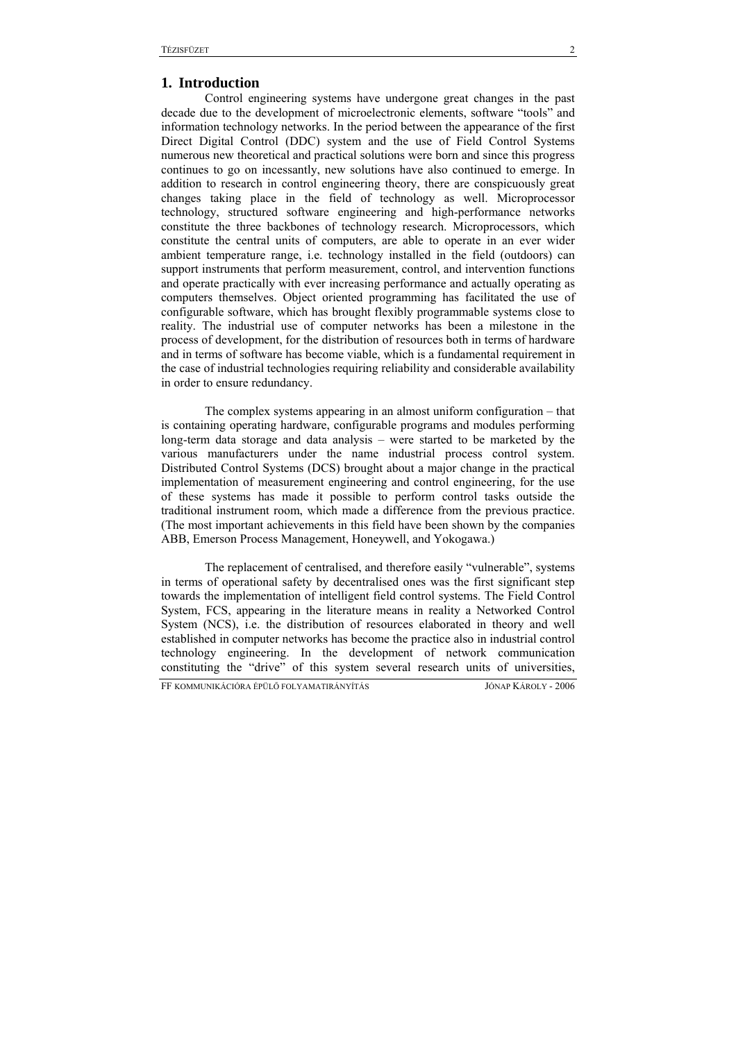## 1. Introduction

Control engineering systems have undergone great changes in the past decade due to the development of microelectronic elements, software "tools" and information technology networks. In the period between the appearance of the first Direct Digital Control (DDC) system and the use of Field Control Systems numerous new theoretical and practical solutions were born and since this progress continues to go on incessantly, new solutions have also continued to emerge. In addition to research in control engineering theory, there are conspicuously great changes taking place in the field of technology as well. Microprocessor technology, structured software engineering and high-performance networks constitute the three backbones of technology research. Microprocessors, which constitute the central units of computers, are able to operate in an ever wider ambient temperature range, i.e. technology installed in the field (outdoors) can support instruments that perform measurement, control, and intervention functions and operate practically with ever increasing performance and actually operating as computers themselves. Object oriented programming has facilitated the use of configurable software, which has brought flexibly programmable systems close to reality. The industrial use of computer networks has been a milestone in the process of development, for the distribution of resources both in terms of hardware and in terms of software has become viable, which is a fundamental requirement in the case of industrial technologies requiring reliability and considerable availability in order to ensure redundancy.

The complex systems appearing in an almost uniform configuration – that is containing operating hardware, configurable programs and modules performing long-term data storage and data analysis – were started to be marketed by the various manufacturers under the name industrial process control system. Distributed Control Systems (DCS) brought about a major change in the practical implementation of measurement engineering and control engineering, for the use of these systems has made it possible to perform control tasks outside the traditional instrument room, which made a difference from the previous practice. (The most important achievements in this field have been shown by the companies ABB, Emerson Process Management, Honeywell, and Yokogawa.)

The replacement of centralised, and therefore easily "vulnerable", systems in terms of operational safety by decentralised ones was the first significant step towards the implementation of intelligent field control systems. The Field Control System, FCS, appearing in the literature means in reality a Networked Control System (NCS), i.e. the distribution of resources elaborated in theory and well established in computer networks has become the practice also in industrial control technology engineering. In the development of network communication constituting the "drive" of this system several research units of universities,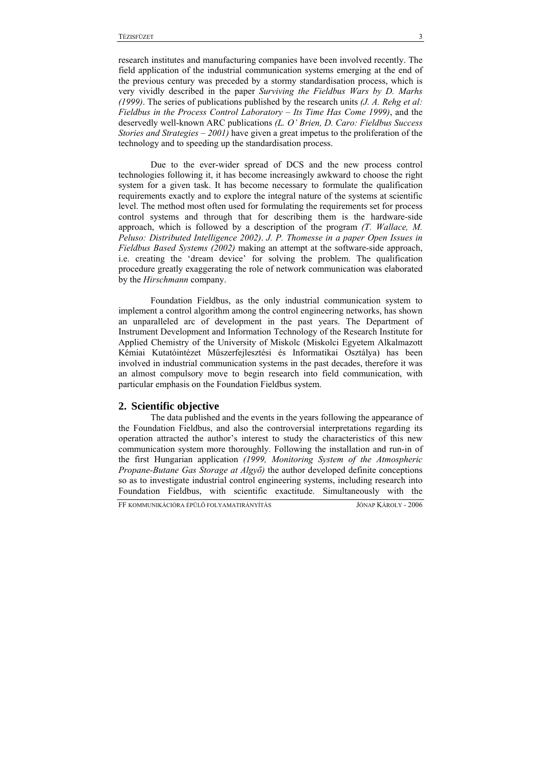research institutes and manufacturing companies have been involved recently. The field application of the industrial communication systems emerging at the end of the previous century was preceded by a stormy standardisation process, which is very vividly described in the paper *Surviving the Fieldbus Wars by D. Marhs (1999)*. The series of publications published by the research units *(J. A. Rehg et al: Fieldbus in the Process Control Laboratory – Its Time Has Come 1999)*, and the deservedly well-known ARC publications *(L. O' Brien, D. Caro: Fieldbus Success Stories and Strategies – 2001)* have given a great impetus to the proliferation of the technology and to speeding up the standardisation process.

Due to the ever-wider spread of DCS and the new process control technologies following it, it has become increasingly awkward to choose the right system for a given task. It has become necessary to formulate the qualification requirements exactly and to explore the integral nature of the systems at scientific level. The method most often used for formulating the requirements set for process control systems and through that for describing them is the hardware-side approach, which is followed by a description of the program *(T. Wallace, M. Peluso: Distributed Intelligence 2002)*. *J. P. Thomesse in a paper Open Issues in Fieldbus Based Systems (2002)* making an attempt at the software-side approach, i.e. creating the 'dream device' for solving the problem. The qualification procedure greatly exaggerating the role of network communication was elaborated by the *Hirschmann* company.

Foundation Fieldbus, as the only industrial communication system to implement a control algorithm among the control engineering networks, has shown an unparalleled arc of development in the past years. The Department of Instrument Development and Information Technology of the Research Institute for Applied Chemistry of the University of Miskolc (Miskolci Egyetem Alkalmazott Kémiai Kutatóintézet Műszerfejlesztési és Informatikai Osztálya) has been involved in industrial communication systems in the past decades, therefore it was an almost compulsory move to begin research into field communication, with particular emphasis on the Foundation Fieldbus system.

## 2. Scientific objective

The data published and the events in the years following the appearance of the Foundation Fieldbus, and also the controversial interpretations regarding its operation attracted the author's interest to study the characteristics of this new communication system more thoroughly. Following the installation and run-in of the first Hungarian application *(1999, Monitoring System of the Atmospheric Propane-Butane Gas Storage at Algyő)* the author developed definite conceptions so as to investigate industrial control engineering systems, including research into Foundation Fieldbus, with scientific exactitude. Simultaneously with the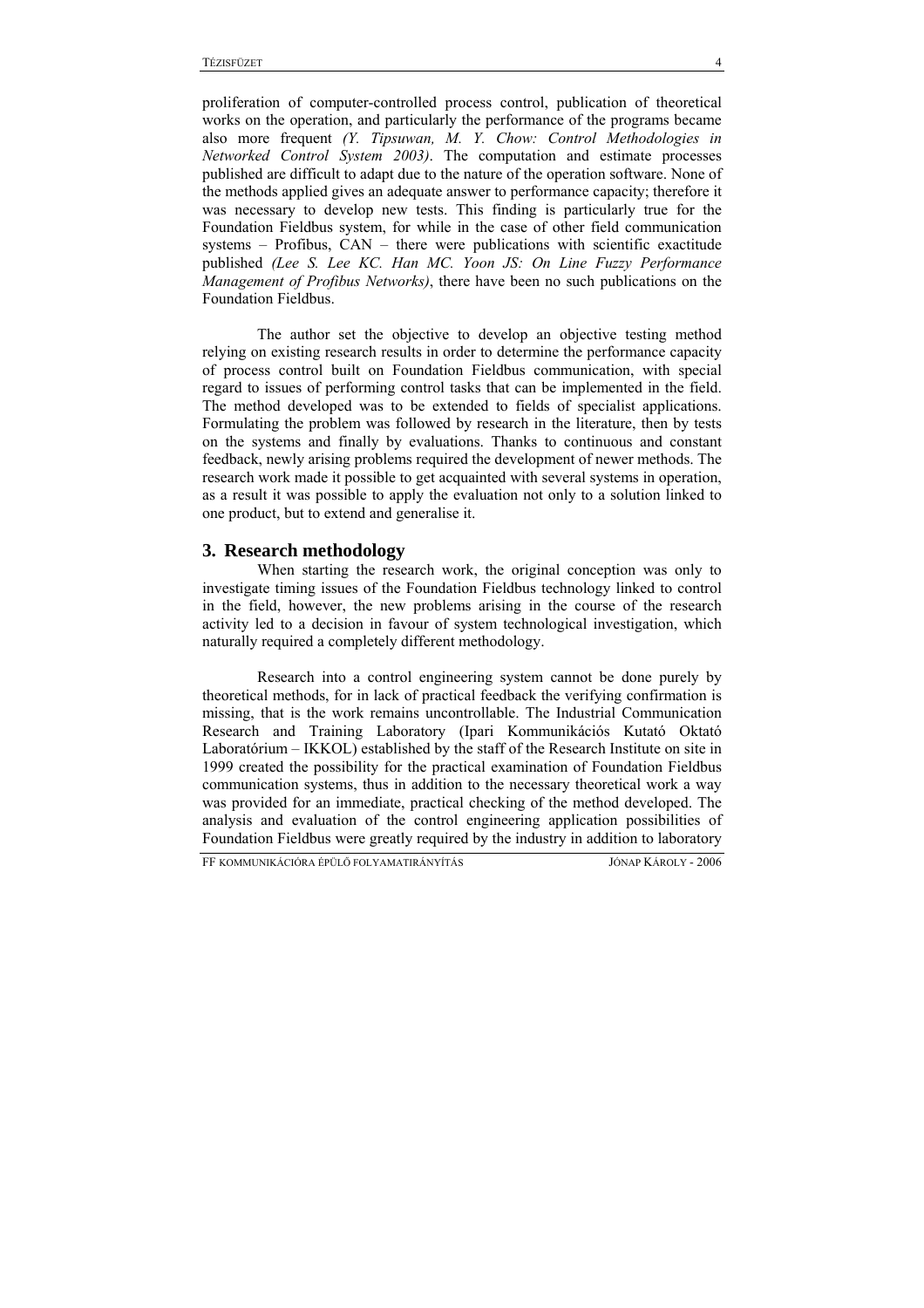proliferation of computer-controlled process control, publication of theoretical works on the operation, and particularly the performance of the programs became also more frequent *(Y. Tipsuwan, M. Y. Chow: Control Methodologies in Networked Control System 2003)*. The computation and estimate processes published are difficult to adapt due to the nature of the operation software. None of the methods applied gives an adequate answer to performance capacity; therefore it was necessary to develop new tests. This finding is particularly true for the Foundation Fieldbus system, for while in the case of other field communication systems – Profibus, CAN – there were publications with scientific exactitude published *(Lee S. Lee KC. Han MC. Yoon JS: On Line Fuzzy Performance Management of Profibus Networks)*, there have been no such publications on the Foundation Fieldbus.

The author set the objective to develop an objective testing method relying on existing research results in order to determine the performance capacity of process control built on Foundation Fieldbus communication, with special regard to issues of performing control tasks that can be implemented in the field. The method developed was to be extended to fields of specialist applications. Formulating the problem was followed by research in the literature, then by tests on the systems and finally by evaluations. Thanks to continuous and constant feedback, newly arising problems required the development of newer methods. The research work made it possible to get acquainted with several systems in operation, as a result it was possible to apply the evaluation not only to a solution linked to one product, but to extend and generalise it.

## 3. Research methodology

When starting the research work, the original conception was only to investigate timing issues of the Foundation Fieldbus technology linked to control in the field, however, the new problems arising in the course of the research activity led to a decision in favour of system technological investigation, which naturally required a completely different methodology.

Research into a control engineering system cannot be done purely by theoretical methods, for in lack of practical feedback the verifying confirmation is missing, that is the work remains uncontrollable. The Industrial Communication Research and Training Laboratory (Ipari Kommunikációs Kutató Oktató Laboratórium – IKKOL) established by the staff of the Research Institute on site in 1999 created the possibility for the practical examination of Foundation Fieldbus communication systems, thus in addition to the necessary theoretical work a way was provided for an immediate, practical checking of the method developed. The analysis and evaluation of the control engineering application possibilities of Foundation Fieldbus were greatly required by the industry in addition to laboratory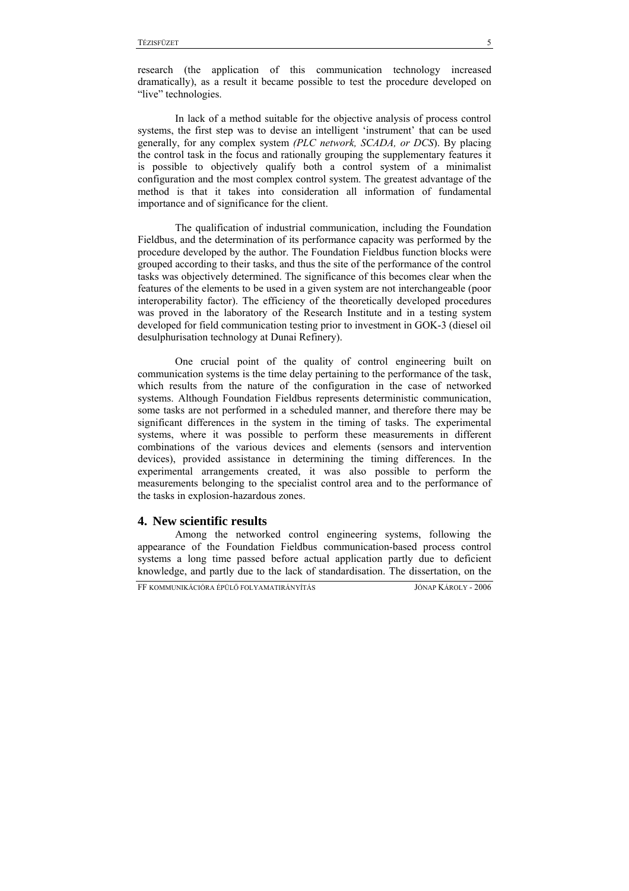research (the application of this communication technology increased dramatically), as a result it became possible to test the procedure developed on "live" technologies.

In lack of a method suitable for the objective analysis of process control systems, the first step was to devise an intelligent 'instrument' that can be used generally, for any complex system *(PLC network, SCADA, or DCS*). By placing the control task in the focus and rationally grouping the supplementary features it is possible to objectively qualify both a control system of a minimalist configuration and the most complex control system. The greatest advantage of the method is that it takes into consideration all information of fundamental importance and of significance for the client.

The qualification of industrial communication, including the Foundation Fieldbus, and the determination of its performance capacity was performed by the procedure developed by the author. The Foundation Fieldbus function blocks were grouped according to their tasks, and thus the site of the performance of the control tasks was objectively determined. The significance of this becomes clear when the features of the elements to be used in a given system are not interchangeable (poor interoperability factor). The efficiency of the theoretically developed procedures was proved in the laboratory of the Research Institute and in a testing system developed for field communication testing prior to investment in GOK-3 (diesel oil desulphurisation technology at Dunai Refinery).

One crucial point of the quality of control engineering built on communication systems is the time delay pertaining to the performance of the task, which results from the nature of the configuration in the case of networked systems. Although Foundation Fieldbus represents deterministic communication, some tasks are not performed in a scheduled manner, and therefore there may be significant differences in the system in the timing of tasks. The experimental systems, where it was possible to perform these measurements in different combinations of the various devices and elements (sensors and intervention devices), provided assistance in determining the timing differences. In the experimental arrangements created, it was also possible to perform the measurements belonging to the specialist control area and to the performance of the tasks in explosion-hazardous zones.

## 4. New scientific results

Among the networked control engineering systems, following the appearance of the Foundation Fieldbus communication-based process control systems a long time passed before actual application partly due to deficient knowledge, and partly due to the lack of standardisation. The dissertation, on the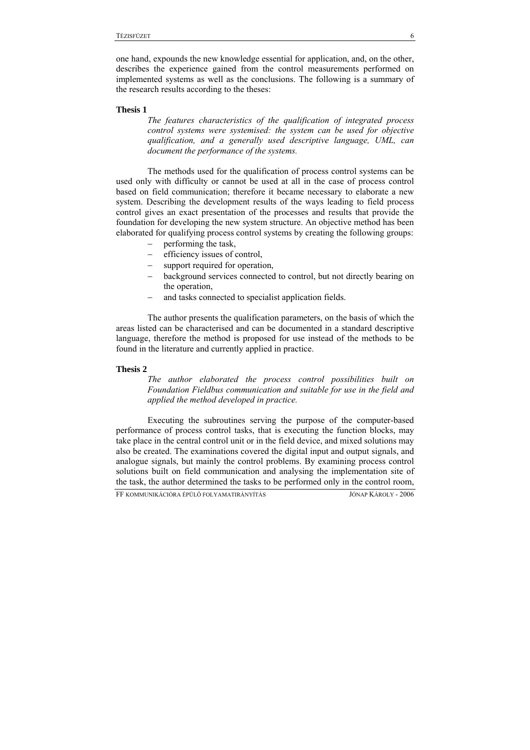one hand, expounds the new knowledge essential for application, and, on the other, describes the experience gained from the control measurements performed on implemented systems as well as the conclusions. The following is a summary of the research results according to the theses:

**Thesis 1**

*The features characteristics of the qualification of integrated process control systems were systemised: the system can be used for objective qualification, and a generally used descriptive language, UML, can document the performance of the systems.*

The methods used for the qualification of process control systems can be used only with difficulty or cannot be used at all in the case of process control based on field communication; therefore it became necessary to elaborate a new system. Describing the development results of the ways leading to field process control gives an exact presentation of the processes and results that provide the foundation for developing the new system structure. An objective method has been elaborated for qualifying process control systems by creating the following groups:

- performing the task,
- efficiency issues of control,
- support required for operation,
- background services connected to control, but not directly bearing on the operation,
- and tasks connected to specialist application fields.

The author presents the qualification parameters, on the basis of which the areas listed can be characterised and can be documented in a standard descriptive language, therefore the method is proposed for use instead of the methods to be found in the literature and currently applied in practice.

**Thesis 2**

*The author elaborated the process control possibilities built on Foundation Fieldbus communication and suitable for use in the field and applied the method developed in practice.*

Executing the subroutines serving the purpose of the computer-based performance of process control tasks, that is executing the function blocks, may take place in the central control unit or in the field device, and mixed solutions may also be created. The examinations covered the digital input and output signals, and analogue signals, but mainly the control problems. By examining process control solutions built on field communication and analysing the implementation site of the task, the author determined the tasks to be performed only in the control room,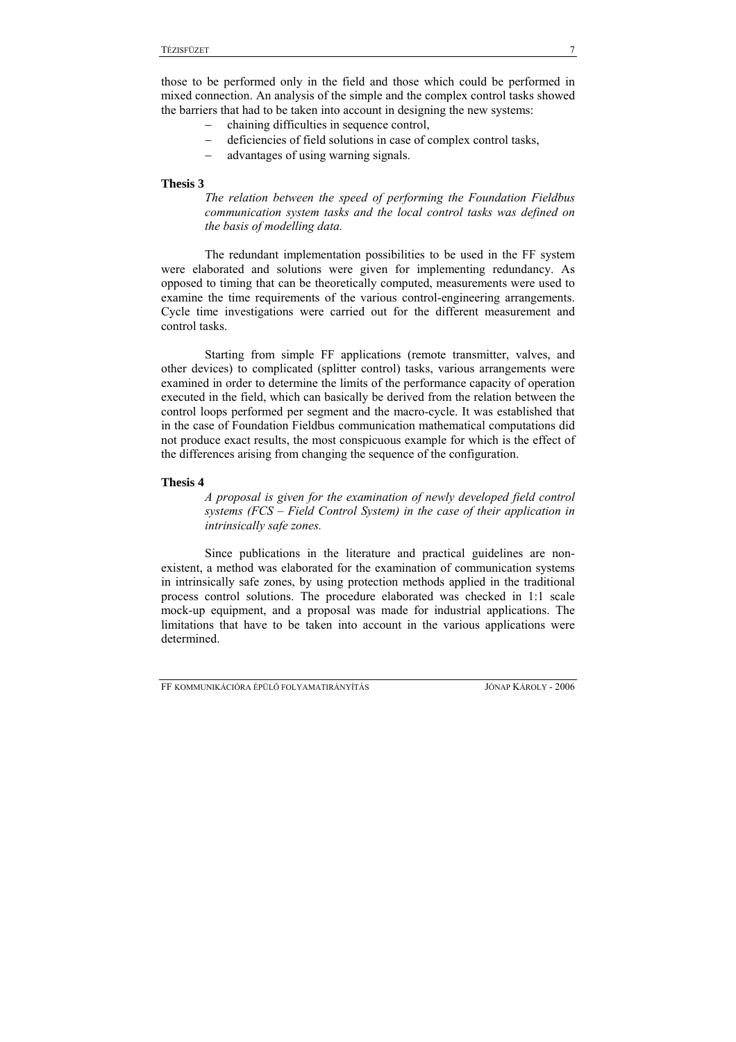those to be performed only in the field and those which could be performed in mixed connection. An analysis of the simple and the complex control tasks showed the barriers that had to be taken into account in designing the new systems:

- chaining difficulties in sequence control,
- deficiencies of field solutions in case of complex control tasks,
- advantages of using warning signals.

**Thesis 3**

*The relation between the speed of performing the Foundation Fieldbus communication system tasks and the local control tasks was defined on the basis of modelling data.*

The redundant implementation possibilities to be used in the FF system were elaborated and solutions were given for implementing redundancy. As opposed to timing that can be theoretically computed, measurements were used to examine the time requirements of the various control-engineering arrangements. Cycle time investigations were carried out for the different measurement and control tasks.

Starting from simple FF applications (remote transmitter, valves, and other devices) to complicated (splitter control) tasks, various arrangements were examined in order to determine the limits of the performance capacity of operation executed in the field, which can basically be derived from the relation between the control loops performed per segment and the macro-cycle. It was established that in the case of Foundation Fieldbus communication mathematical computations did not produce exact results, the most conspicuous example for which is the effect of the differences arising from changing the sequence of the configuration.

**Thesis 4**

*A proposal is given for the examination of newly developed field control systems (FCS – Field Control System) in the case of their application in intrinsically safe zones.*

Since publications in the literature and practical guidelines are non-existent, a method was elaborated for the examination of communication systems in intrinsically safe zones, by using protection methods applied in the traditional process control solutions. The procedure elaborated was checked in 1:1 scale mock-up equipment, and a proposal was made for industrial applications. The limitations that have to be taken into account in the various applications were determined.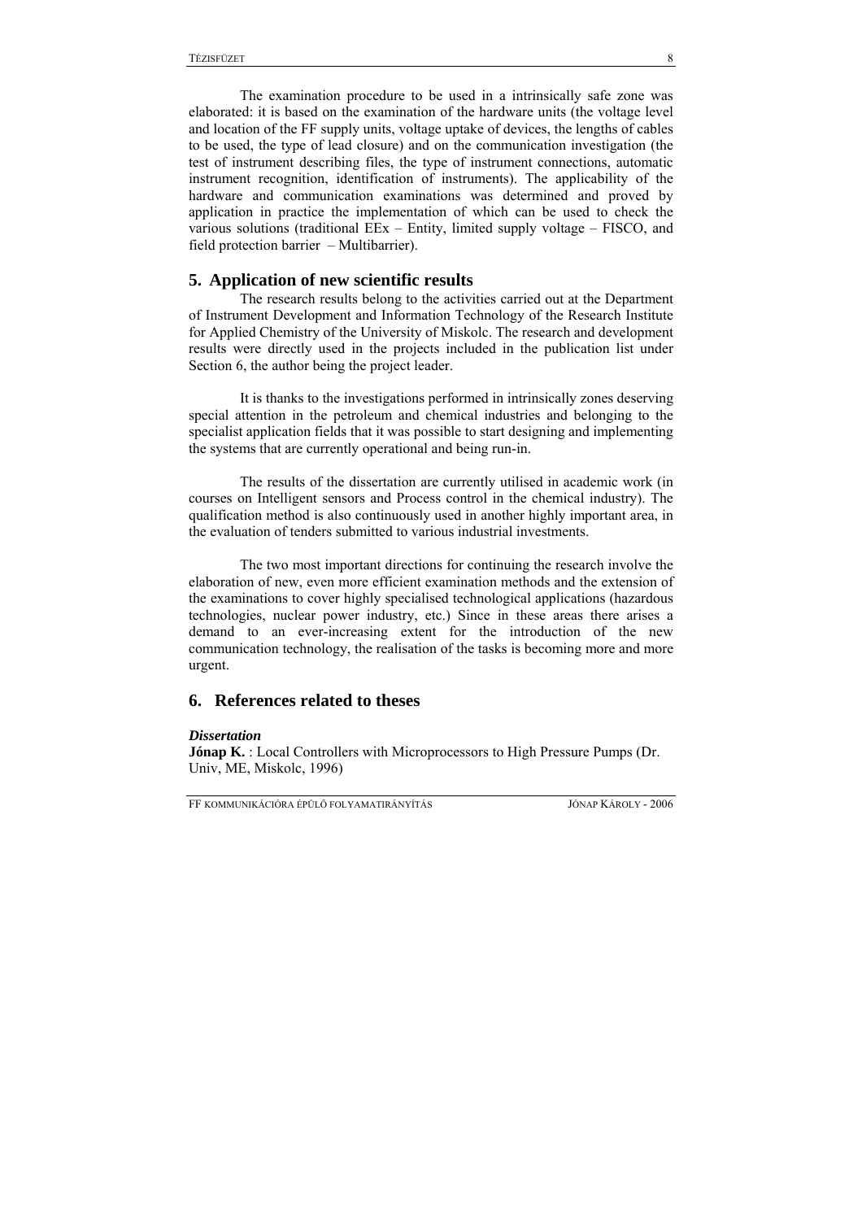The examination procedure to be used in a intrinsically safe zone was elaborated: it is based on the examination of the hardware units (the voltage level and location of the FF supply units, voltage uptake of devices, the lengths of cables to be used, the type of lead closure) and on the communication investigation (the test of instrument describing files, the type of instrument connections, automatic instrument recognition, identification of instruments). The applicability of the hardware and communication examinations was determined and proved by application in practice the implementation of which can be used to check the various solutions (traditional EEx – Entity, limited supply voltage – FISCO, and field protection barrier – Multibarrier).

## 5. Application of new scientific results

The research results belong to the activities carried out at the Department of Instrument Development and Information Technology of the Research Institute for Applied Chemistry of the University of Miskolc. The research and development results were directly used in the projects included in the publication list under Section 6, the author being the project leader.

It is thanks to the investigations performed in intrinsically zones deserving special attention in the petroleum and chemical industries and belonging to the specialist application fields that it was possible to start designing and implementing the systems that are currently operational and being run-in.

The results of the dissertation are currently utilised in academic work (in courses on Intelligent sensors and Process control in the chemical industry). The qualification method is also continuously used in another highly important area, in the evaluation of tenders submitted to various industrial investments.

The two most important directions for continuing the research involve the elaboration of new, even more efficient examination methods and the extension of the examinations to cover highly specialised technological applications (hazardous technologies, nuclear power industry, etc.) Since in these areas there arises a demand to an ever-increasing extent for the introduction of the new communication technology, the realisation of the tasks is becoming more and more urgent.

## 6. References related to theses

***Dissertation***

**Jónap K.** : Local Controllers with Microprocessors to High Pressure Pumps (Dr. Univ, ME, Miskolc, 1996)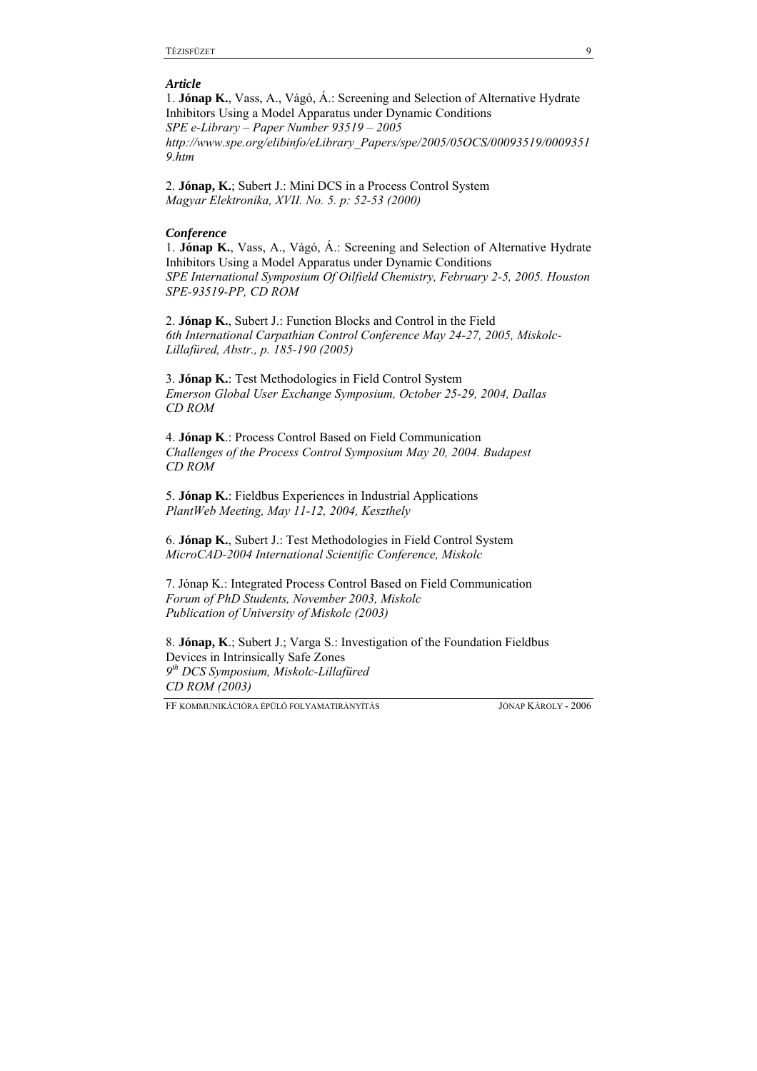### *Article*

1. **Jónap K.**, Vass, A., Vágó, Á.: Screening and Selection of Alternative Hydrate Inhibitors Using a Model Apparatus under Dynamic Conditions
*SPE e-Library – Paper Number 93519 – 2005*
*http://www.spe.org/elibinfo/eLibrary_Papers/spe/2005/05OCS/00093519/00093519.htm*

2. **Jónap, K.**; Subert J.: Mini DCS in a Process Control System
*Magyar Elektronika, XVII. No. 5. p: 52-53 (2000)*

### *Conference*

1. **Jónap K.**, Vass, A., Vágó, Á.: Screening and Selection of Alternative Hydrate Inhibitors Using a Model Apparatus under Dynamic Conditions
*SPE International Symposium Of Oilfield Chemistry, February 2-5, 2005. Houston SPE-93519-PP, CD ROM*

2. **Jónap K.**, Subert J.: Function Blocks and Control in the Field
*6th International Carpathian Control Conference May 24-27, 2005, Miskolc-Lillafüred, Abstr., p. 185-190 (2005)*

3. **Jónap K.**: Test Methodologies in Field Control System
*Emerson Global User Exchange Symposium, October 25-29, 2004, Dallas*
*CD ROM*

4. **Jónap K**.: Process Control Based on Field Communication
*Challenges of the Process Control Symposium May 20, 2004. Budapest*
*CD ROM*

5. **Jónap K.**: Fieldbus Experiences in Industrial Applications
*PlantWeb Meeting, May 11-12, 2004, Keszthely*

6. **Jónap K.**, Subert J.: Test Methodologies in Field Control System
*MicroCAD-2004 International Scientific Conference, Miskolc*

7. Jónap K.: Integrated Process Control Based on Field Communication
*Forum of PhD Students, November 2003, Miskolc*
*Publication of University of Miskolc (2003)*

8. **Jónap, K**.; Subert J.; Varga S.: Investigation of the Foundation Fieldbus Devices in Intrinsically Safe Zones
*9th DCS Symposium, Miskolc-Lillafüred*
*CD ROM (2003)*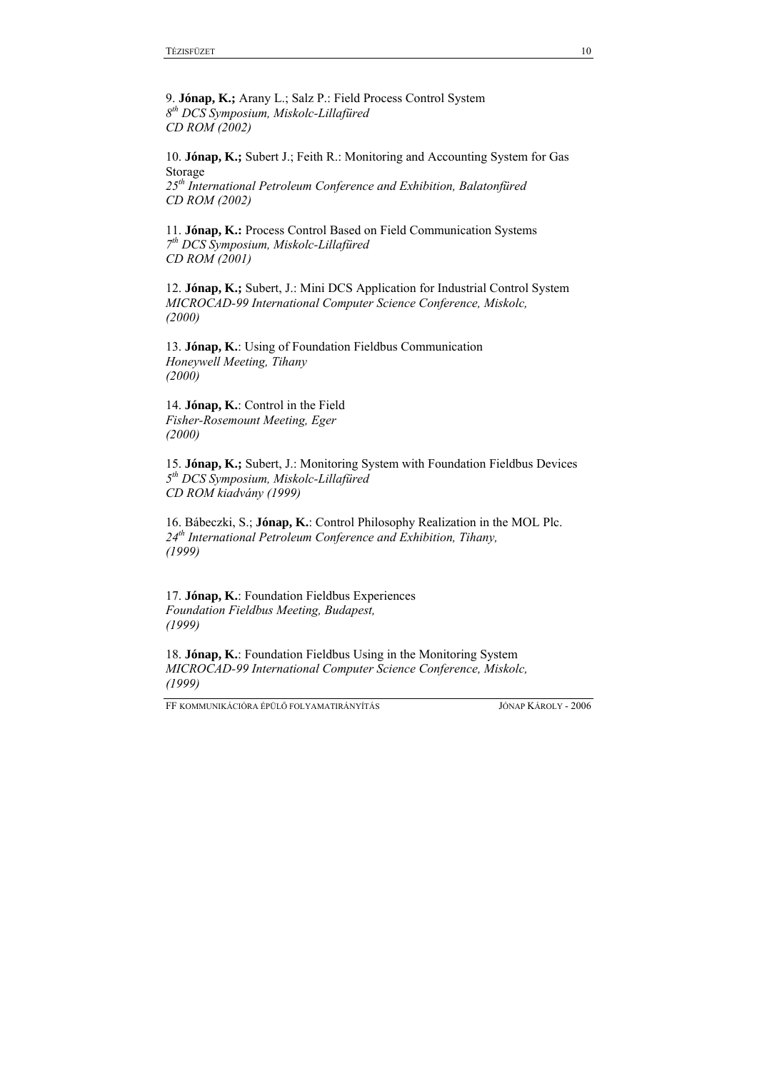9. **Jónap, K.;** Arany L.; Salz P.: Field Process Control System
*8th DCS Symposium, Miskolc-Lillafüred*
*CD ROM (2002)*

10. **Jónap, K.;** Subert J.; Feith R.: Monitoring and Accounting System for Gas Storage
*25th International Petroleum Conference and Exhibition, Balatonfüred*
*CD ROM (2002)*

11. **Jónap, K.:** Process Control Based on Field Communication Systems
*7th DCS Symposium, Miskolc-Lillafüred*
*CD ROM (2001)*

12. **Jónap, K.;** Subert, J.: Mini DCS Application for Industrial Control System
*MICROCAD-99 International Computer Science Conference, Miskolc, (2000)*

13. **Jónap, K.**: Using of Foundation Fieldbus Communication
*Honeywell Meeting, Tihany*
*(2000)*

14. **Jónap, K.**: Control in the Field
*Fisher-Rosemount Meeting, Eger*
*(2000)*

15. **Jónap, K.;** Subert, J.: Monitoring System with Foundation Fieldbus Devices
*5th DCS Symposium, Miskolc-Lillafüred*
*CD ROM kiadvány (1999)*

16. Bábeczki, S.; **Jónap, K.**: Control Philosophy Realization in the MOL Plc.
*24th International Petroleum Conference and Exhibition, Tihany, (1999)*

17. **Jónap, K.**: Foundation Fieldbus Experiences
*Foundation Fieldbus Meeting, Budapest, (1999)*

18. **Jónap, K.**: Foundation Fieldbus Using in the Monitoring System
*MICROCAD-99 International Computer Science Conference, Miskolc, (1999)*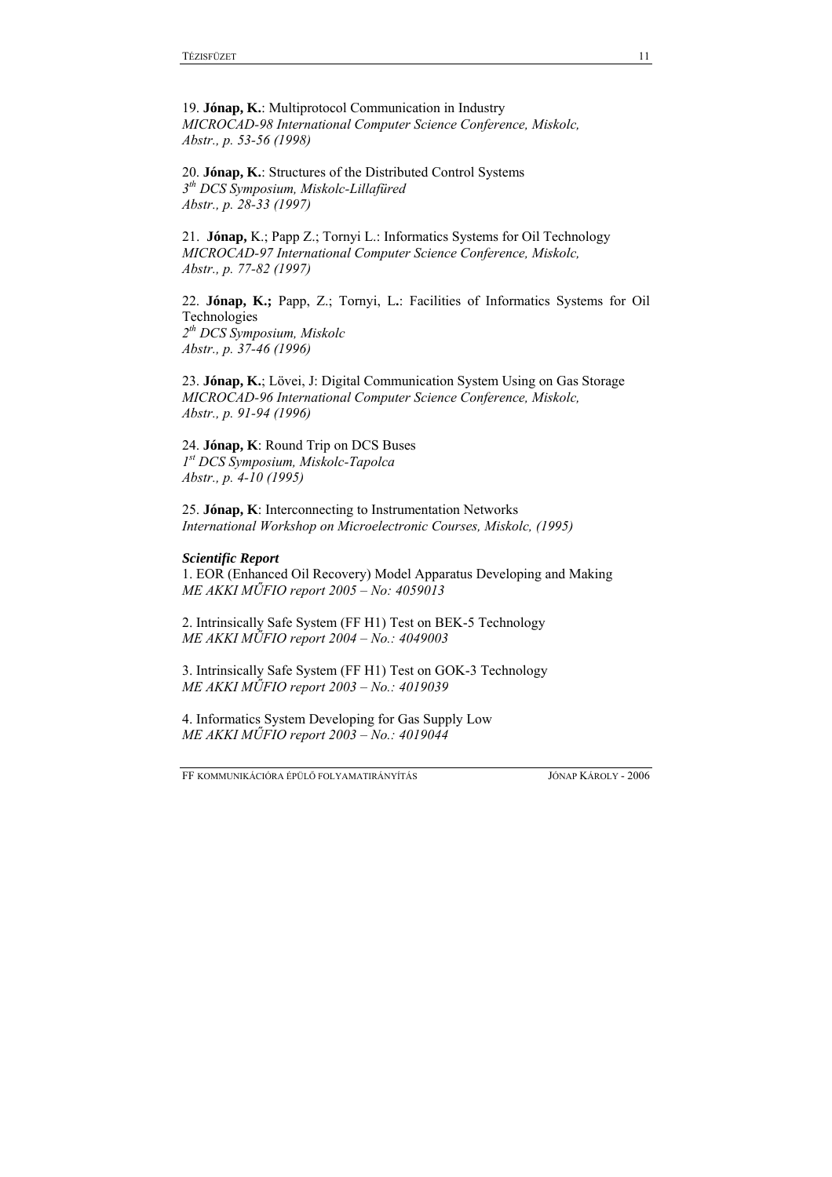19. **Jónap, K.**: Multiprotocol Communication in Industry
*MICROCAD-98 International Computer Science Conference, Miskolc,*
*Abstr., p. 53-56 (1998)*

20. **Jónap, K.**: Structures of the Distributed Control Systems
*3th DCS Symposium, Miskolc-Lillafüred*
*Abstr., p. 28-33 (1997)*

21. **Jónap,** K.; Papp Z.; Tornyi L.: Informatics Systems for Oil Technology
*MICROCAD-97 International Computer Science Conference, Miskolc,*
*Abstr., p. 77-82 (1997)*

22. **Jónap, K.;** Papp, Z.; Tornyi, L.: Facilities of Informatics Systems for Oil Technologies
*2th DCS Symposium, Miskolc*
*Abstr., p. 37-46 (1996)*

23. **Jónap, K.**; Lövei, J: Digital Communication System Using on Gas Storage
*MICROCAD-96 International Computer Science Conference, Miskolc,*
*Abstr., p. 91-94 (1996)*

24. **Jónap, K**: Round Trip on DCS Buses
*1st DCS Symposium, Miskolc-Tapolca*
*Abstr., p. 4-10 (1995)*

25. **Jónap, K**: Interconnecting to Instrumentation Networks
*International Workshop on Microelectronic Courses, Miskolc, (1995)*

***Scientific Report***

1. EOR (Enhanced Oil Recovery) Model Apparatus Developing and Making
*ME AKKI MŰFIO report 2005 – No: 4059013*

2. Intrinsically Safe System (FF H1) Test on BEK-5 Technology
*ME AKKI MŰFIO report 2004 – No.: 4049003*

3. Intrinsically Safe System (FF H1) Test on GOK-3 Technology
*ME AKKI MŰFIO report 2003 – No.: 4019039*

4. Informatics System Developing for Gas Supply Low
*ME AKKI MŰFIO report 2003 – No.: 4019044*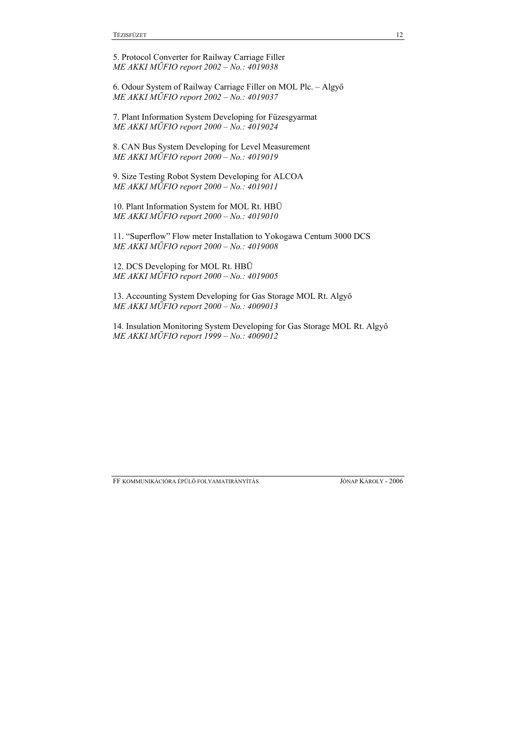5. Protocol Converter for Railway Carriage Filler
*ME AKKI MŰFIO report 2002 – No.: 4019038*

6. Odour System of Railway Carriage Filler on MOL Plc. – Algyő
*ME AKKI MŰFIO report 2002 – No.: 4019037*

7. Plant Information System Developing for Füzesgyarmat
*ME AKKI MŰFIO report 2000 – No.: 4019024*

8. CAN Bus System Developing for Level Measurement
*ME AKKI MŰFIO report 2000 – No.: 4019019*

9. Size Testing Robot System Developing for ALCOA
*ME AKKI MŰFIO report 2000 – No.: 4019011*

10. Plant Information System for MOL Rt. HBÜ
*ME AKKI MŰFIO report 2000 – No.: 4019010*

11. "Superflow" Flow meter Installation to Yokogawa Centum 3000 DCS
*ME AKKI MŰFIO report 2000 – No.: 4019008*

12. DCS Developing for MOL Rt. HBÜ
*ME AKKI MŰFIO report 2000 – No.: 4019005*

13. Accounting System Developing for Gas Storage MOL Rt. Algyő
*ME AKKI MŰFIO report 2000 – No.: 4009013*

14. Insulation Monitoring System Developing for Gas Storage MOL Rt. Algyő
*ME AKKI MŰFIO report 1999 – No.: 4009012*